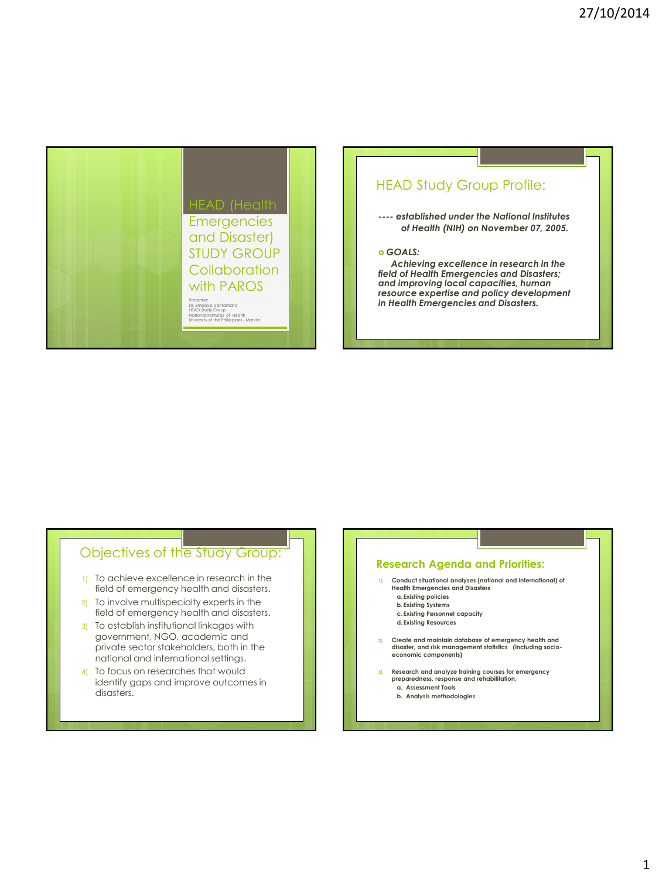# HEAD (Health Emergencies and Disaster) STUDY GROUP Collaboration with PAROS

Presenter:
Dr. Emelia B. Santamaria
HEAD Study Group
National Institutes of Health
University of the Philippines - Manila

## HEAD Study Group Profile:

***---- established under the National Institutes of Health (NIH) on November 07, 2005.***

- ***GOALS:***

  ***Achieving excellence in research in the field of Health Emergencies and Disasters; and improving local capacities, human resource expertise and policy development in Health Emergencies and Disasters.***

## Objectives of the Study Group:

1) To achieve excellence in research in the field of emergency health and disasters.
2) To involve multispecialty experts in the field of emergency health and disasters.
3) To establish institutional linkages with government, NGO, academic and private sector stakeholders, both in the national and international settings.
4) To focus on researches that would identify gaps and improve outcomes in disasters.

## Research Agenda and Priorities:

1) **Conduct situational analyses (national and international) of Health Emergencies and Disasters**
   - **a. Existing policies**
   - **b. Existing Systems**
   - **c. Existing Personnel capacity**
   - **d. Existing Resources**
2) **Create and maintain database of emergency health and disaster, and risk management statistics (including socio-economic components)**
3) **Research and analyze training courses for emergency preparedness, response and rehabilitation.**
   - **a. Assessment Tools**
   - **b. Analysis methodologies**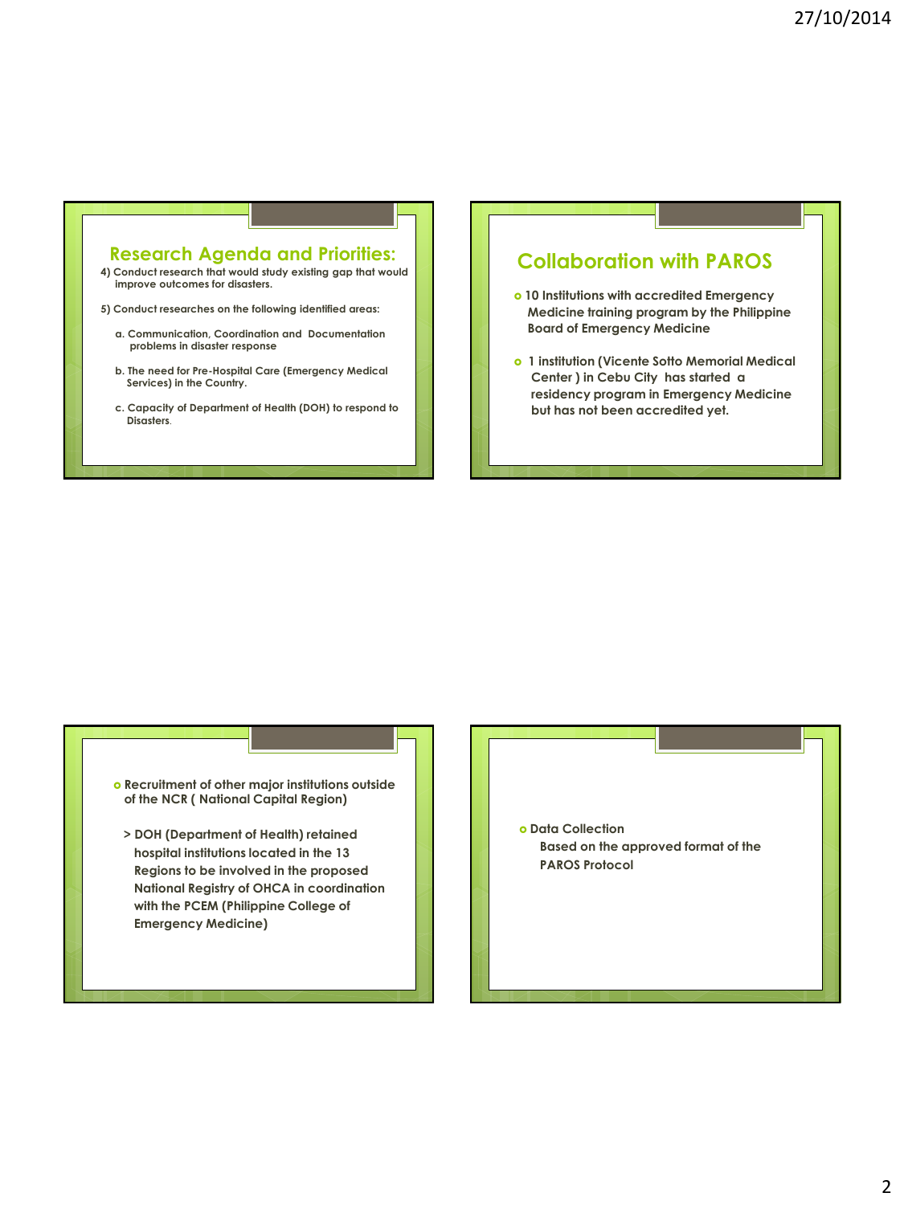## Research Agenda and Priorities:

4) Conduct research that would study existing gap that would improve outcomes for disasters.

5) Conduct researches on the following identified areas:

a. Communication, Coordination and Documentation problems in disaster response

b. The need for Pre-Hospital Care (Emergency Medical Services) in the Country.

c. Capacity of Department of Health (DOH) to respond to Disasters.

## Collaboration with PAROS

- 10 Institutions with accredited Emergency Medicine training program by the Philippine Board of Emergency Medicine
- 1 institution (Vicente Sotto Memorial Medical Center ) in Cebu City has started a residency program in Emergency Medicine but has not been accredited yet.

---

- Recruitment of other major institutions outside of the NCR ( National Capital Region)

  > DOH (Department of Health) retained hospital institutions located in the 13 Regions to be involved in the proposed National Registry of OHCA in coordination with the PCEM (Philippine College of Emergency Medicine)

---

- Data Collection

  Based on the approved format of the PAROS Protocol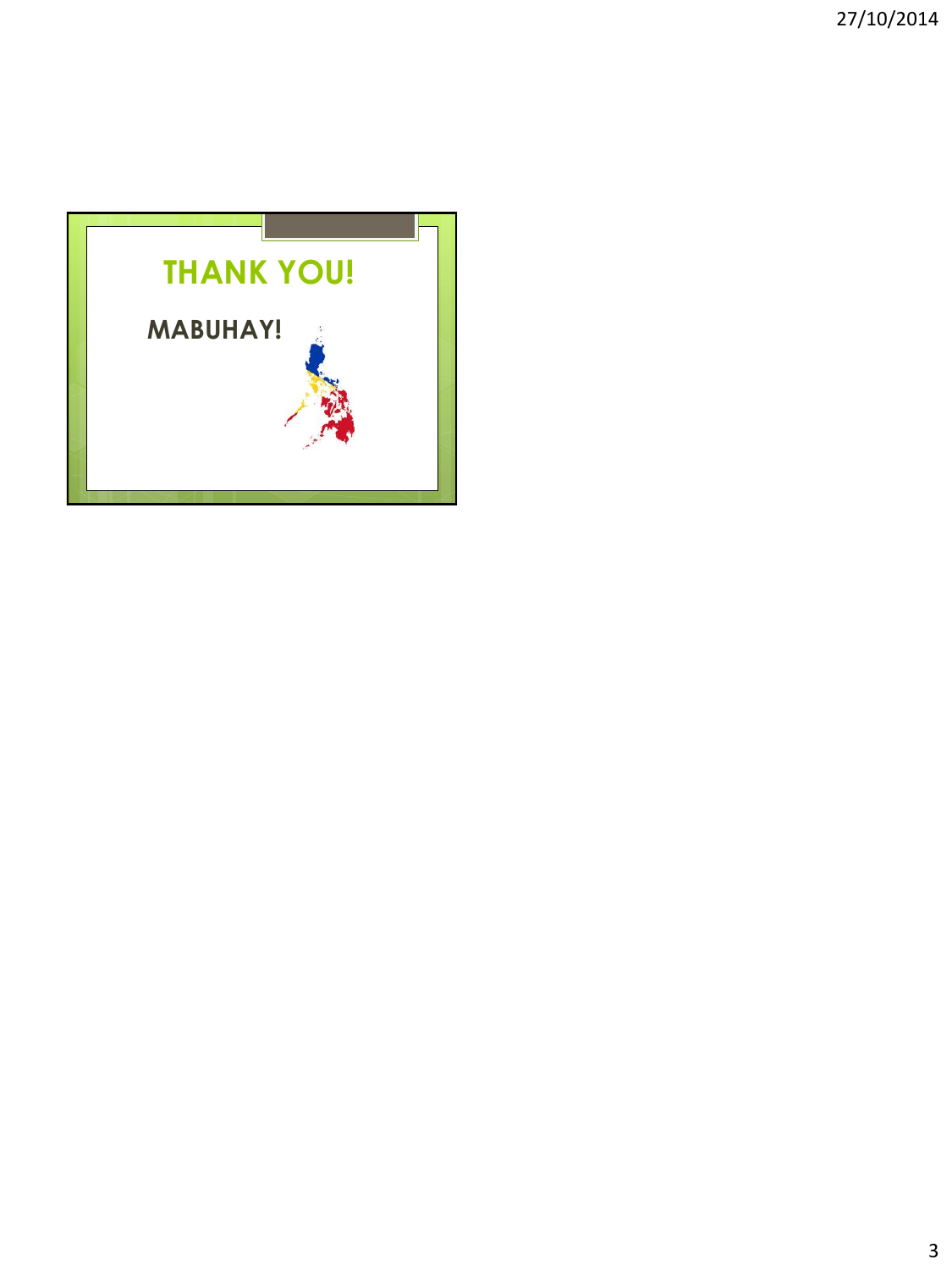# THANK YOU!

**MABUHAY!**